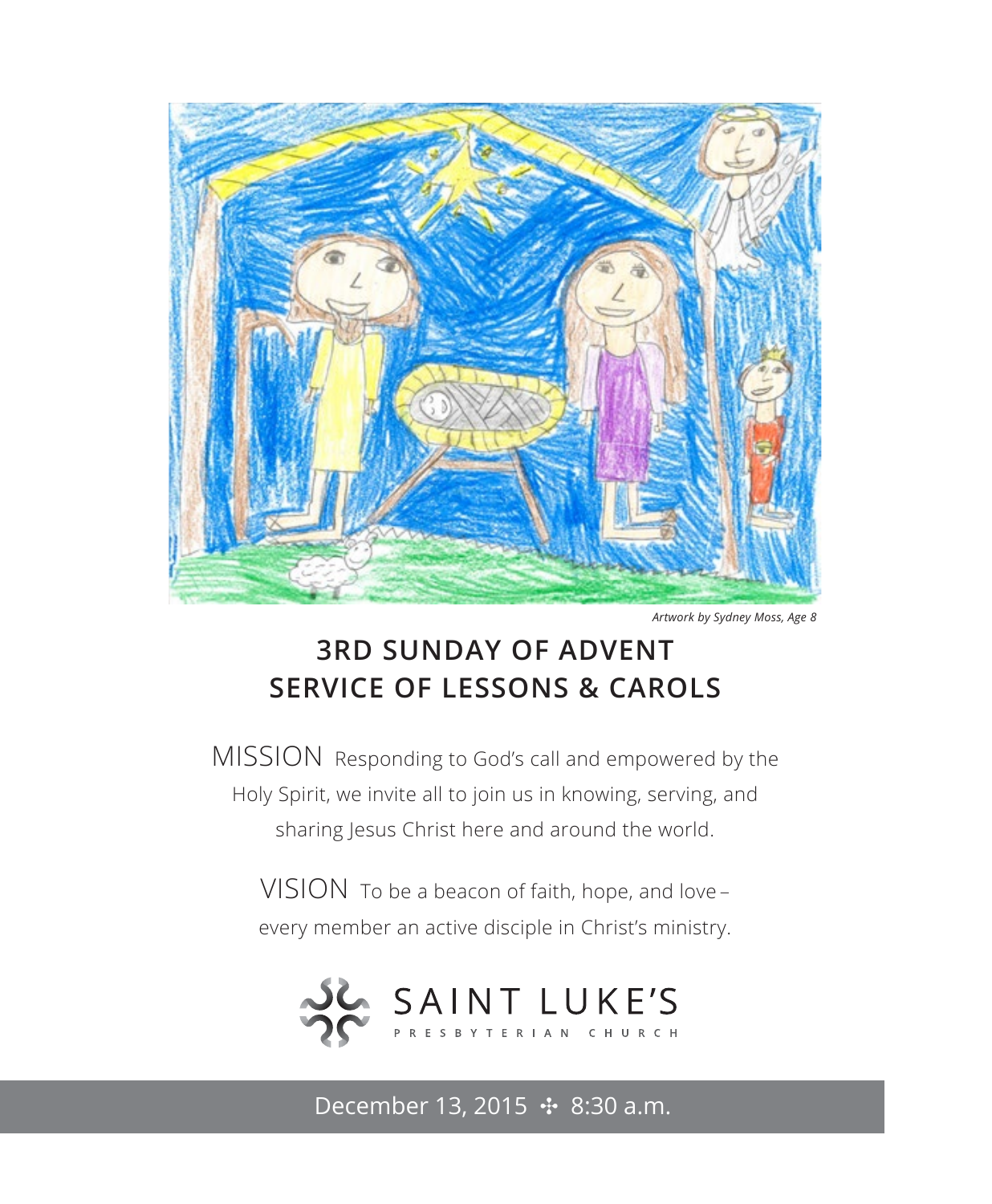*Artwork by Sydney Moss, Age 8*

# 3RD SUNDAY OF ADVENT
# SERVICE OF LESSONS & CAROLS

MISSION Responding to God's call and empowered by the Holy Spirit, we invite all to join us in knowing, serving, and sharing Jesus Christ here and around the world.

VISION To be a beacon of faith, hope, and love – every member an active disciple in Christ's ministry.

SAINT LUKE'S
PRESBYTERIAN CHURCH

December 13, 2015 ✣ 8:30 a.m.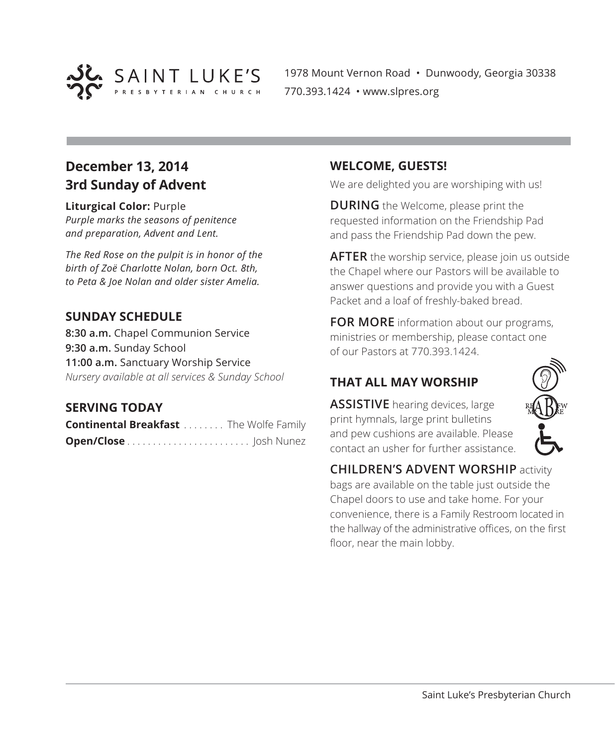SAINT LUKE'S PRESBYTERIAN CHURCH

1978 Mount Vernon Road • Dunwoody, Georgia 30338
770.393.1424 • www.slpres.org

## December 13, 2014
## 3rd Sunday of Advent

**Liturgical Color:** Purple
*Purple marks the seasons of penitence and preparation, Advent and Lent.*

*The Red Rose on the pulpit is in honor of the birth of Zoë Charlotte Nolan, born Oct. 8th, to Peta & Joe Nolan and older sister Amelia.*

### SUNDAY SCHEDULE

**8:30 a.m.** Chapel Communion Service
**9:30 a.m.** Sunday School
**11:00 a.m.** Sanctuary Worship Service
*Nursery available at all services & Sunday School*

### SERVING TODAY

**Continental Breakfast** ........ The Wolfe Family
**Open/Close** ........................ Josh Nunez

### WELCOME, GUESTS!

We are delighted you are worshiping with us!

**DURING** the Welcome, please print the requested information on the Friendship Pad and pass the Friendship Pad down the pew.

**AFTER** the worship service, please join us outside the Chapel where our Pastors will be available to answer questions and provide you with a Guest Packet and a loaf of freshly-baked bread.

**FOR MORE** information about our programs, ministries or membership, please contact one of our Pastors at 770.393.1424.

### THAT ALL MAY WORSHIP

**ASSISTIVE** hearing devices, large print hymnals, large print bulletins and pew cushions are available. Please contact an usher for further assistance.

**CHILDREN'S ADVENT WORSHIP** activity bags are available on the table just outside the Chapel doors to use and take home. For your convenience, there is a Family Restroom located in the hallway of the administrative offices, on the first floor, near the main lobby.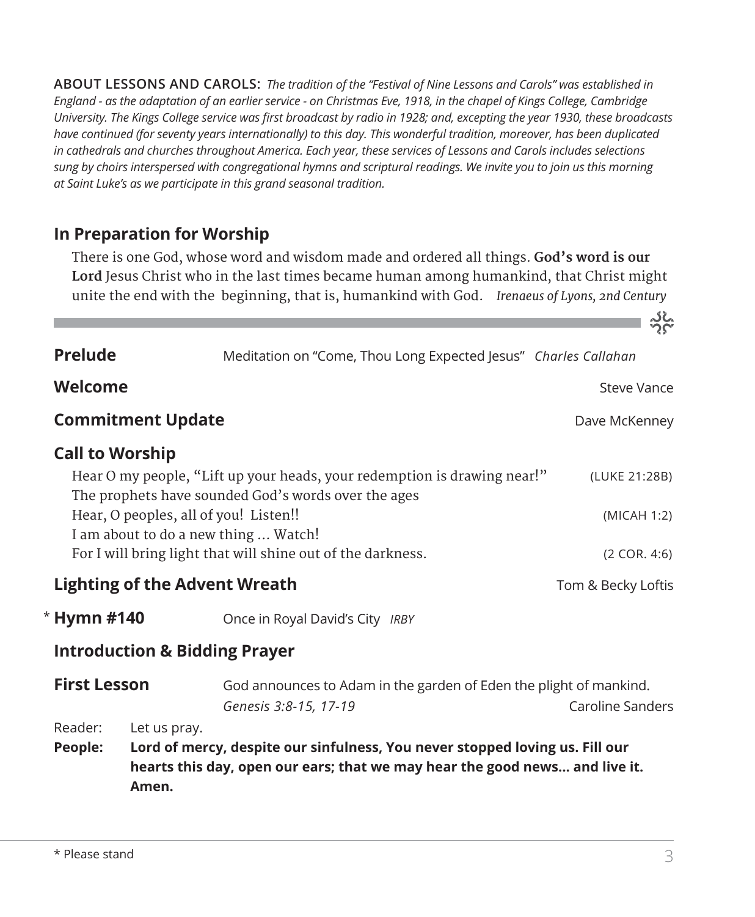**ABOUT LESSONS AND CAROLS:** *The tradition of the "Festival of Nine Lessons and Carols" was established in England - as the adaptation of an earlier service - on Christmas Eve, 1918, in the chapel of Kings College, Cambridge University. The Kings College service was first broadcast by radio in 1928; and, excepting the year 1930, these broadcasts have continued (for seventy years internationally) to this day. This wonderful tradition, moreover, has been duplicated in cathedrals and churches throughout America. Each year, these services of Lessons and Carols includes selections sung by choirs interspersed with congregational hymns and scriptural readings. We invite you to join us this morning at Saint Luke's as we participate in this grand seasonal tradition.*

## In Preparation for Worship

There is one God, whose word and wisdom made and ordered all things. **God's word is our Lord** Jesus Christ who in the last times became human among humankind, that Christ might unite the end with the beginning, that is, humankind with God. *Irenaeus of Lyons, 2nd Century*

---

**Prelude** — Meditation on "Come, Thou Long Expected Jesus" *Charles Callahan*

**Welcome** — Steve Vance

**Commitment Update** — Dave McKenney

**Call to Worship**

Hear O my people, "Lift up your heads, your redemption is drawing near!" (LUKE 21:28B)
The prophets have sounded God's words over the ages
Hear, O peoples, all of you! Listen!! (MICAH 1:2)
I am about to do a new thing … Watch!
For I will bring light that will shine out of the darkness. (2 COR. 4:6)

**Lighting of the Advent Wreath** — Tom & Becky Loftis

\* **Hymn #140** — Once in Royal David's City *IRBY*

**Introduction & Bidding Prayer**

**First Lesson** — God announces to Adam in the garden of Eden the plight of mankind.
*Genesis 3:8-15, 17-19* — Caroline Sanders

Reader: Let us pray.

**People: Lord of mercy, despite our sinfulness, You never stopped loving us. Fill our hearts this day, open our ears; that we may hear the good news… and live it. Amen.**

\* Please stand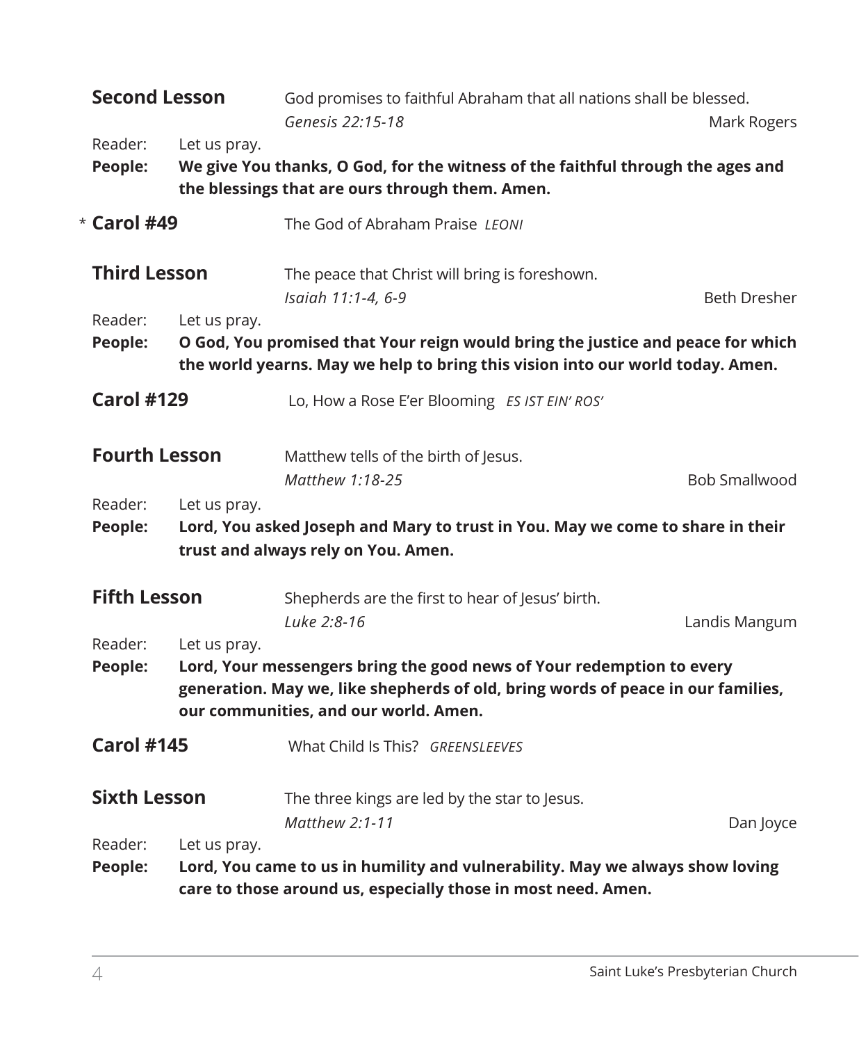**Second Lesson** God promises to faithful Abraham that all nations shall be blessed.
*Genesis 22:15-18* Mark Rogers

Reader: Let us pray.
**People: We give You thanks, O God, for the witness of the faithful through the ages and the blessings that are ours through them. Amen.**

* **Carol #49** The God of Abraham Praise *LEONI*

**Third Lesson** The peace that Christ will bring is foreshown.
*Isaiah 11:1-4, 6-9* Beth Dresher

Reader: Let us pray.
**People: O God, You promised that Your reign would bring the justice and peace for which the world yearns. May we help to bring this vision into our world today. Amen.**

**Carol #129** Lo, How a Rose E'er Blooming *ES IST EIN' ROS'*

**Fourth Lesson** Matthew tells of the birth of Jesus.
*Matthew 1:18-25* Bob Smallwood

Reader: Let us pray.
**People: Lord, You asked Joseph and Mary to trust in You. May we come to share in their trust and always rely on You. Amen.**

**Fifth Lesson** Shepherds are the first to hear of Jesus' birth.
*Luke 2:8-16* Landis Mangum

Reader: Let us pray.
**People: Lord, Your messengers bring the good news of Your redemption to every generation. May we, like shepherds of old, bring words of peace in our families, our communities, and our world. Amen.**

**Carol #145** What Child Is This? *GREENSLEEVES*

**Sixth Lesson** The three kings are led by the star to Jesus.
*Matthew 2:1-11* Dan Joyce

Reader: Let us pray.
**People: Lord, You came to us in humility and vulnerability. May we always show loving care to those around us, especially those in most need. Amen.**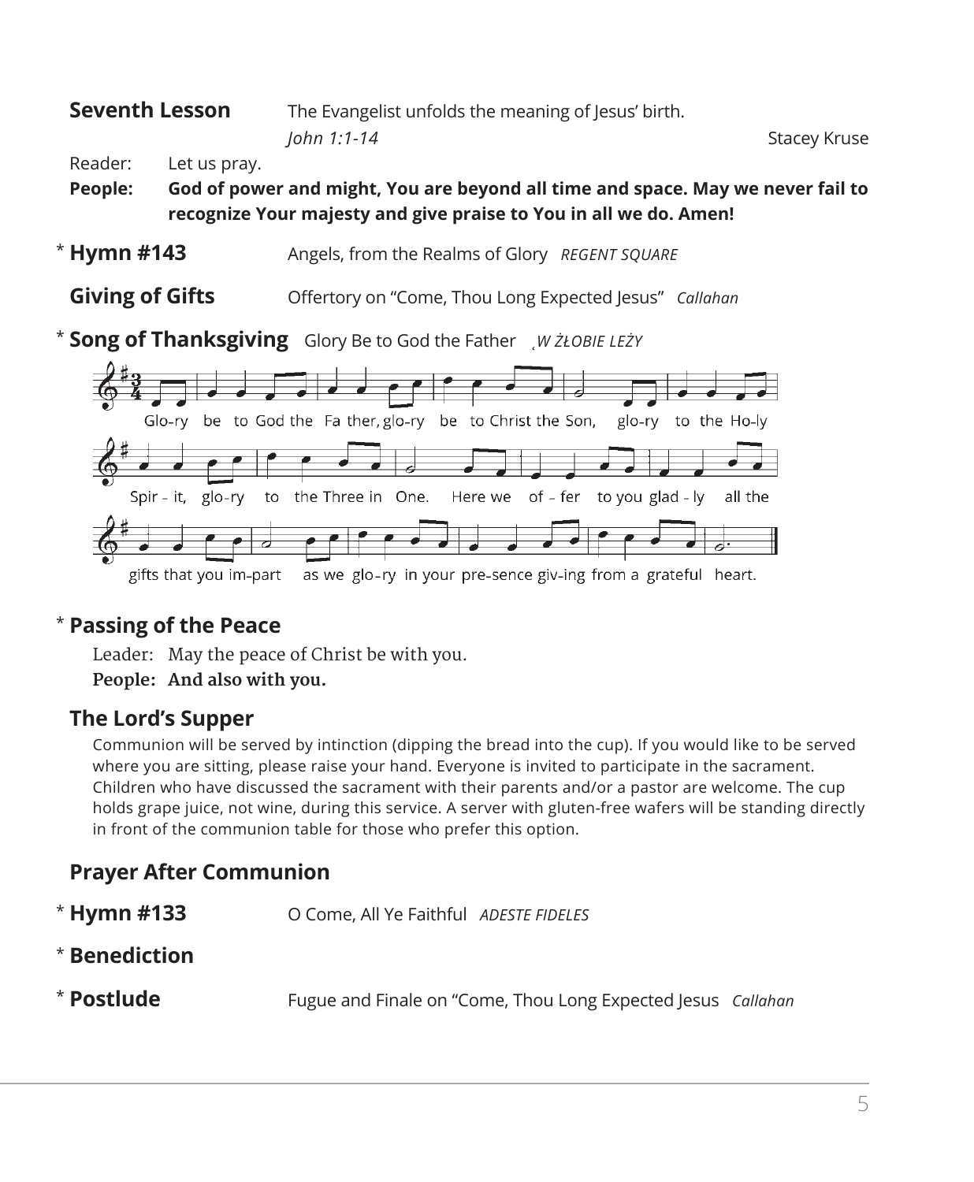**Seventh Lesson** The Evangelist unfolds the meaning of Jesus' birth.
*John 1:1-14* Stacey Kruse

Reader: Let us pray.

**People: God of power and might, You are beyond all time and space. May we never fail to recognize Your majesty and give praise to You in all we do. Amen!**

\* **Hymn #143** Angels, from the Realms of Glory *REGENT SQUARE*

**Giving of Gifts** Offertory on "Come, Thou Long Expected Jesus" *Callahan*

\* **Song of Thanksgiving** Glory Be to God the Father *W ŻŁOBIE LEŻY*

Glo-ry be to God the Fa ther, glo-ry be to Christ the Son, glo-ry to the Ho-ly Spir - it, glo-ry to the Three in One. Here we of - fer to you glad - ly all the gifts that you im-part as we glo-ry in your pre-sence giv-ing from a grateful heart.

\* **Passing of the Peace**

Leader: May the peace of Christ be with you.

**People: And also with you.**

**The Lord's Supper**

Communion will be served by intinction (dipping the bread into the cup). If you would like to be served where you are sitting, please raise your hand. Everyone is invited to participate in the sacrament. Children who have discussed the sacrament with their parents and/or a pastor are welcome. The cup holds grape juice, not wine, during this service. A server with gluten-free wafers will be standing directly in front of the communion table for those who prefer this option.

**Prayer After Communion**

\* **Hymn #133** O Come, All Ye Faithful *ADESTE FIDELES*

\* **Benediction**

\* **Postlude** Fugue and Finale on "Come, Thou Long Expected Jesus *Callahan*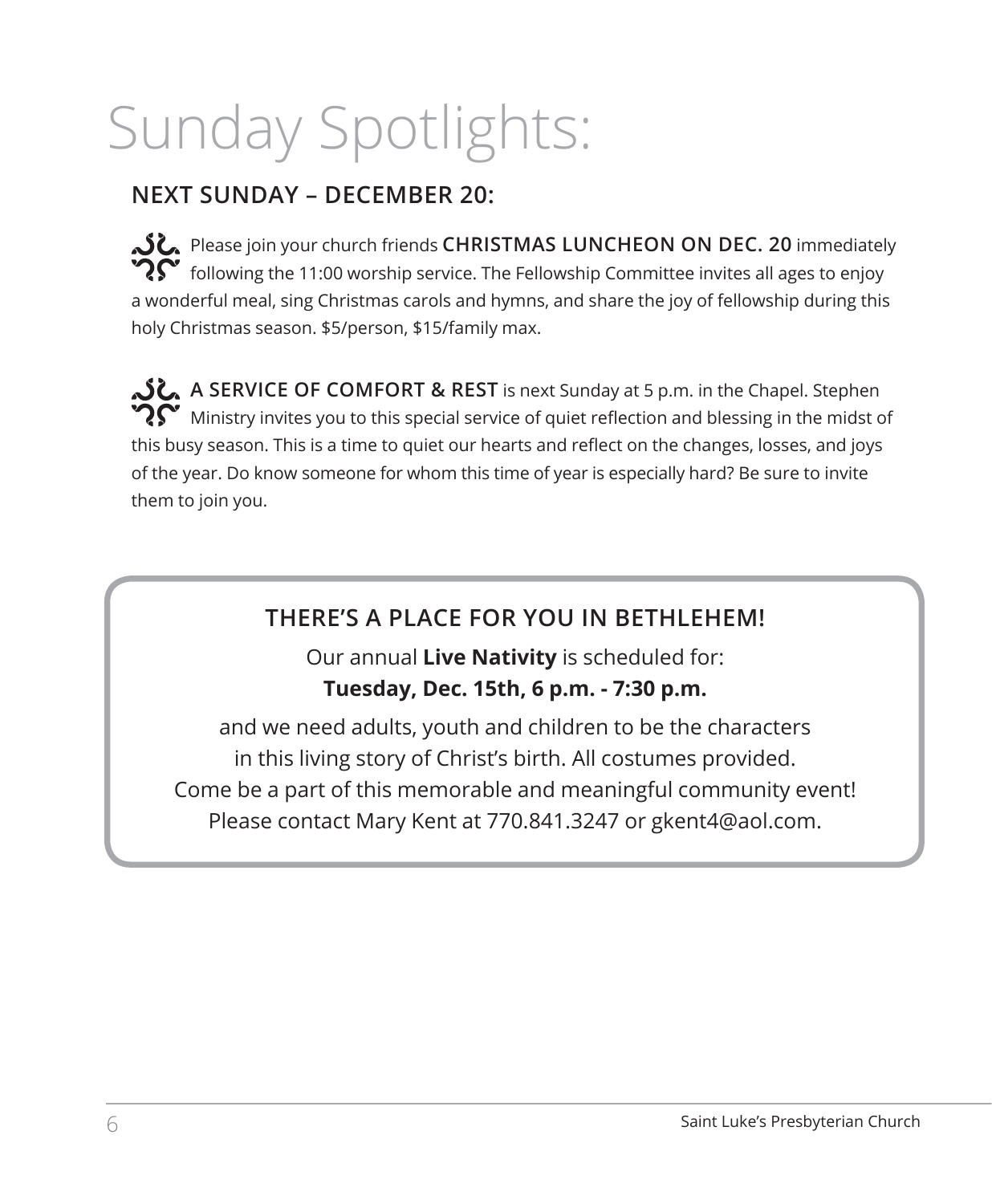# Sunday Spotlights:

## NEXT SUNDAY – DECEMBER 20:

Please join your church friends **CHRISTMAS LUNCHEON ON DEC. 20** immediately following the 11:00 worship service. The Fellowship Committee invites all ages to enjoy a wonderful meal, sing Christmas carols and hymns, and share the joy of fellowship during this holy Christmas season. $5/person, $15/family max.

**A SERVICE OF COMFORT & REST** is next Sunday at 5 p.m. in the Chapel. Stephen Ministry invites you to this special service of quiet reflection and blessing in the midst of this busy season. This is a time to quiet our hearts and reflect on the changes, losses, and joys of the year. Do know someone for whom this time of year is especially hard? Be sure to invite them to join you.

### THERE'S A PLACE FOR YOU IN BETHLEHEM!

Our annual **Live Nativity** is scheduled for:
**Tuesday, Dec. 15th, 6 p.m. - 7:30 p.m.**

and we need adults, youth and children to be the characters in this living story of Christ's birth. All costumes provided. Come be a part of this memorable and meaningful community event! Please contact Mary Kent at 770.841.3247 or gkent4@aol.com.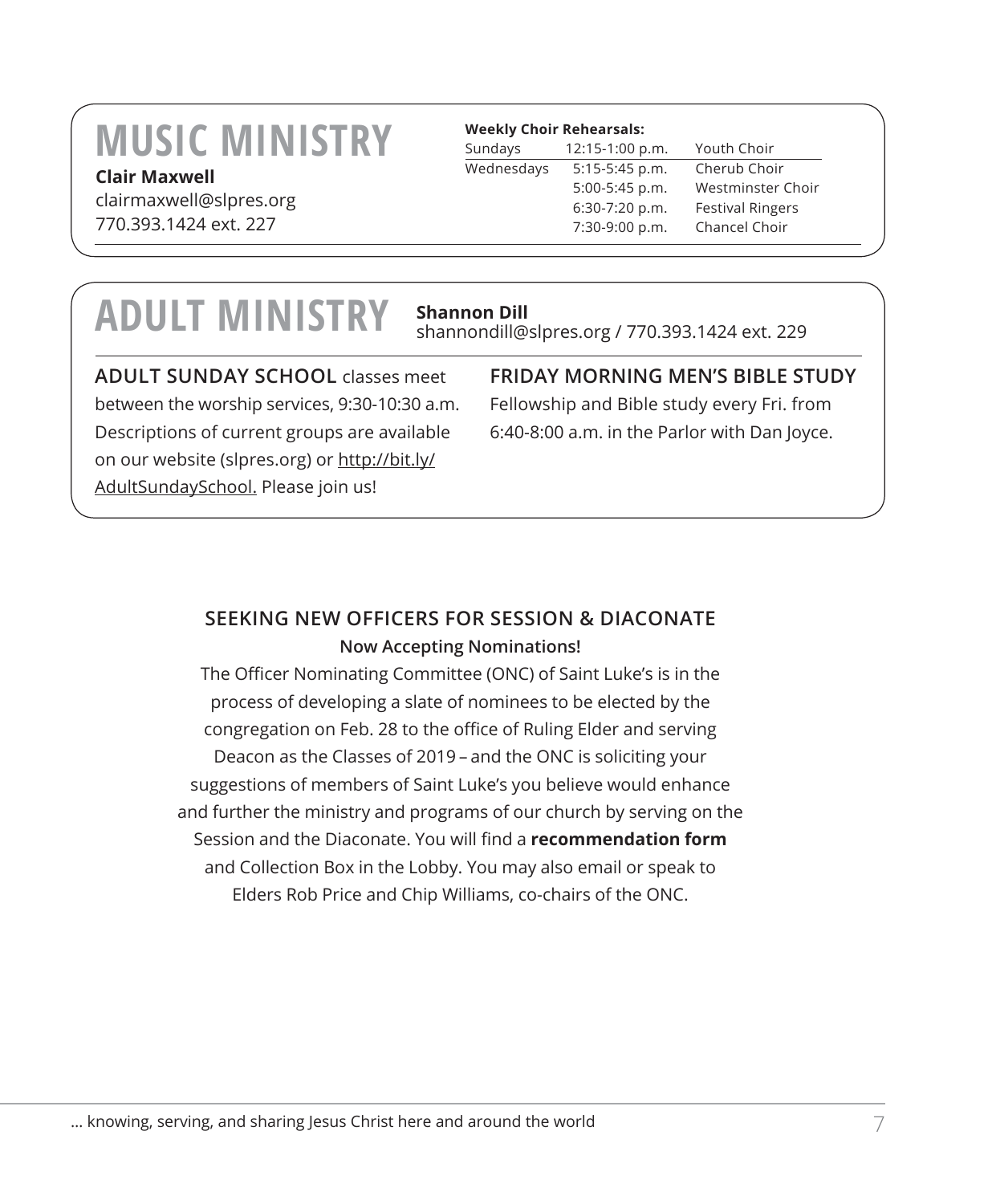# MUSIC MINISTRY

**Clair Maxwell**
clairmaxwell@slpres.org
770.393.1424 ext. 227

**Weekly Choir Rehearsals:**

| | | |
|---|---|---|
| Sundays | 12:15-1:00 p.m. | Youth Choir |
| Wednesdays | 5:15-5:45 p.m. | Cherub Choir |
| | 5:00-5:45 p.m. | Westminster Choir |
| | 6:30-7:20 p.m. | Festival Ringers |
| | 7:30-9:00 p.m. | Chancel Choir |

# ADULT MINISTRY

**Shannon Dill**
shannondill@slpres.org / 770.393.1424 ext. 229

**ADULT SUNDAY SCHOOL** classes meet between the worship services, 9:30-10:30 a.m. Descriptions of current groups are available on our website (slpres.org) or http://bit.ly/AdultSundaySchool. Please join us!

**FRIDAY MORNING MEN'S BIBLE STUDY**
Fellowship and Bible study every Fri. from 6:40-8:00 a.m. in the Parlor with Dan Joyce.

## SEEKING NEW OFFICERS FOR SESSION & DIACONATE

**Now Accepting Nominations!**

The Officer Nominating Committee (ONC) of Saint Luke's is in the process of developing a slate of nominees to be elected by the congregation on Feb. 28 to the office of Ruling Elder and serving Deacon as the Classes of 2019 – and the ONC is soliciting your suggestions of members of Saint Luke's you believe would enhance and further the ministry and programs of our church by serving on the Session and the Diaconate. You will find a **recommendation form** and Collection Box in the Lobby. You may also email or speak to Elders Rob Price and Chip Williams, co-chairs of the ONC.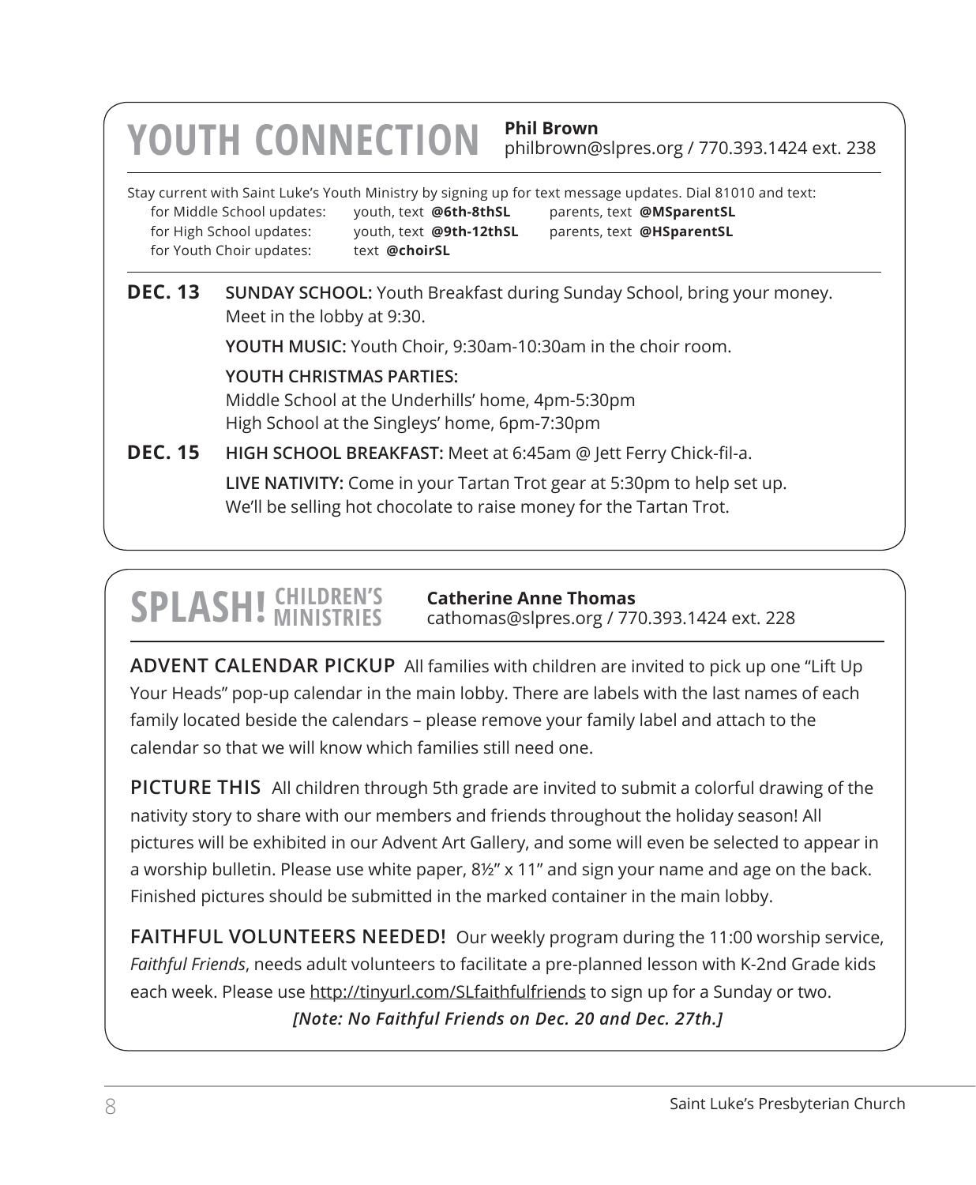## YOUTH CONNECTION

**Phil Brown**
philbrown@slpres.org / 770.393.1424 ext. 238

Stay current with Saint Luke's Youth Ministry by signing up for text message updates. Dial 81010 and text:

| | | |
|---|---|---|
| for Middle School updates: | youth, text **@6th-8thSL** | parents, text **@MSparentSL** |
| for High School updates: | youth, text **@9th-12thSL** | parents, text **@HSparentSL** |
| for Youth Choir updates: | text **@choirSL** | |

**DEC. 13**

**SUNDAY SCHOOL:** Youth Breakfast during Sunday School, bring your money. Meet in the lobby at 9:30.

**YOUTH MUSIC:** Youth Choir, 9:30am-10:30am in the choir room.

**YOUTH CHRISTMAS PARTIES:**
Middle School at the Underhills' home, 4pm-5:30pm
High School at the Singleys' home, 6pm-7:30pm

**DEC. 15**

**HIGH SCHOOL BREAKFAST:** Meet at 6:45am @ Jett Ferry Chick-fil-a.

**LIVE NATIVITY:** Come in your Tartan Trot gear at 5:30pm to help set up. We'll be selling hot chocolate to raise money for the Tartan Trot.

## SPLASH! CHILDREN'S MINISTRIES

**Catherine Anne Thomas**
cathomas@slpres.org / 770.393.1424 ext. 228

**ADVENT CALENDAR PICKUP** All families with children are invited to pick up one "Lift Up Your Heads" pop-up calendar in the main lobby. There are labels with the last names of each family located beside the calendars – please remove your family label and attach to the calendar so that we will know which families still need one.

**PICTURE THIS** All children through 5th grade are invited to submit a colorful drawing of the nativity story to share with our members and friends throughout the holiday season! All pictures will be exhibited in our Advent Art Gallery, and some will even be selected to appear in a worship bulletin. Please use white paper, 8½" x 11" and sign your name and age on the back. Finished pictures should be submitted in the marked container in the main lobby.

**FAITHFUL VOLUNTEERS NEEDED!** Our weekly program during the 11:00 worship service, *Faithful Friends*, needs adult volunteers to facilitate a pre-planned lesson with K-2nd Grade kids each week. Please use http://tinyurl.com/SLfaithfulfriends to sign up for a Sunday or two.

***[Note: No Faithful Friends on Dec. 20 and Dec. 27th.]***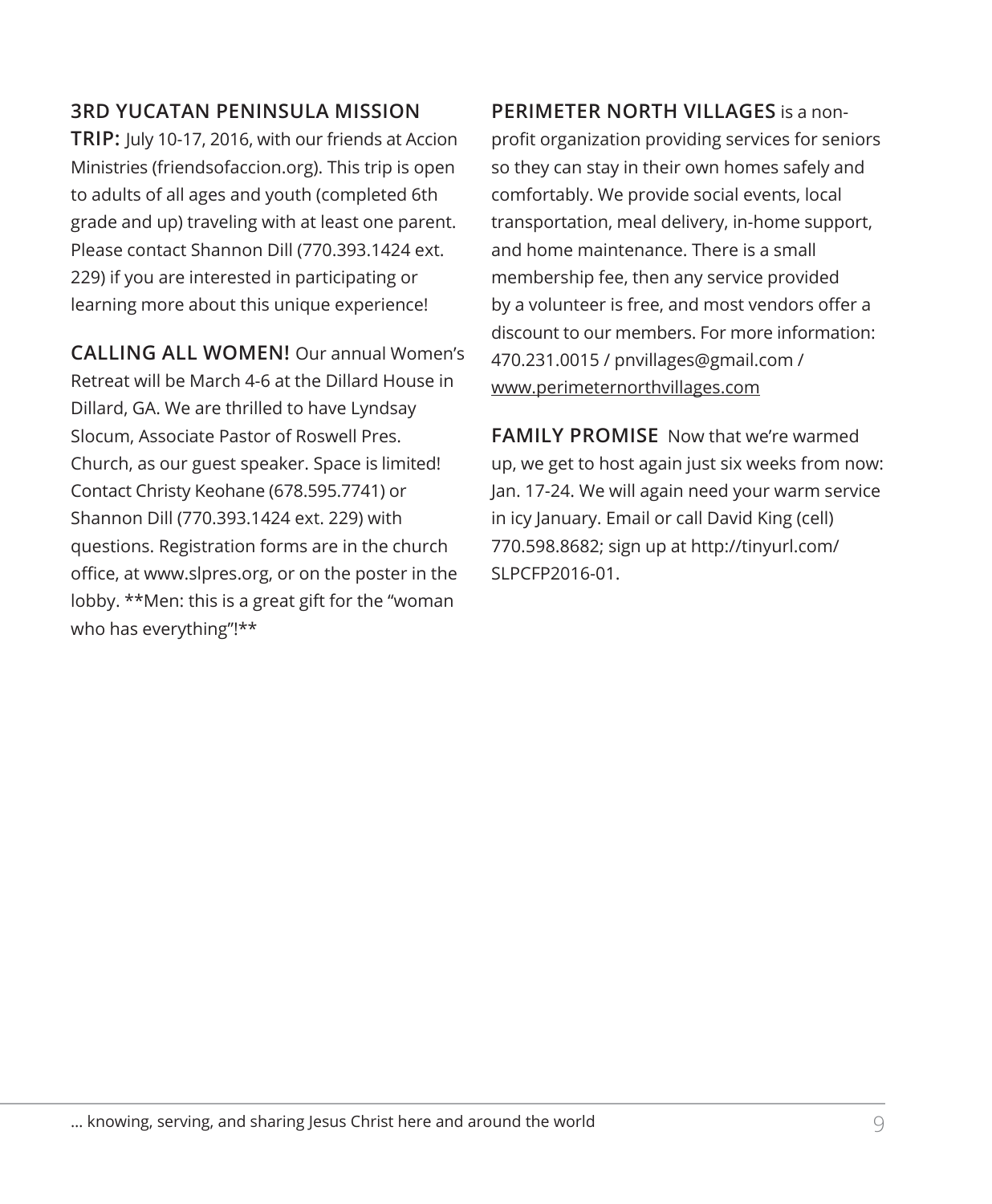**3RD YUCATAN PENINSULA MISSION TRIP:** July 10-17, 2016, with our friends at Accion Ministries (friendsofaccion.org). This trip is open to adults of all ages and youth (completed 6th grade and up) traveling with at least one parent. Please contact Shannon Dill (770.393.1424 ext. 229) if you are interested in participating or learning more about this unique experience!

**CALLING ALL WOMEN!** Our annual Women's Retreat will be March 4-6 at the Dillard House in Dillard, GA. We are thrilled to have Lyndsay Slocum, Associate Pastor of Roswell Pres. Church, as our guest speaker. Space is limited! Contact Christy Keohane (678.595.7741) or Shannon Dill (770.393.1424 ext. 229) with questions. Registration forms are in the church office, at www.slpres.org, or on the poster in the lobby. **Men: this is a great gift for the "woman who has everything"!**

**PERIMETER NORTH VILLAGES** is a non-profit organization providing services for seniors so they can stay in their own homes safely and comfortably. We provide social events, local transportation, meal delivery, in-home support, and home maintenance. There is a small membership fee, then any service provided by a volunteer is free, and most vendors offer a discount to our members. For more information: 470.231.0015 / pnvillages@gmail.com / www.perimeternorthvillages.com

**FAMILY PROMISE** Now that we're warmed up, we get to host again just six weeks from now: Jan. 17-24. We will again need your warm service in icy January. Email or call David King (cell) 770.598.8682; sign up at http://tinyurl.com/SLPCFP2016-01.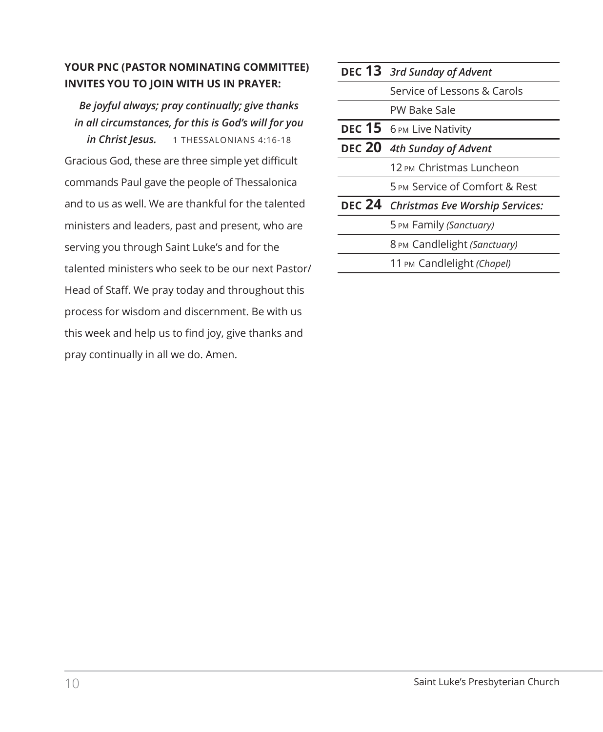**YOUR PNC (PASTOR NOMINATING COMMITTEE) INVITES YOU TO JOIN WITH US IN PRAYER:**

***Be joyful always; pray continually; give thanks in all circumstances, for this is God's will for you in Christ Jesus.*** 1 THESSALONIANS 4:16-18

Gracious God, these are three simple yet difficult commands Paul gave the people of Thessalonica and to us as well. We are thankful for the talented ministers and leaders, past and present, who are serving you through Saint Luke's and for the talented ministers who seek to be our next Pastor/ Head of Staff. We pray today and throughout this process for wisdom and discernment. Be with us this week and help us to find joy, give thanks and pray continually in all we do. Amen.

| | |
|---|---|
| **DEC 13** | ***3rd Sunday of Advent*** |
| | Service of Lessons & Carols |
| | PW Bake Sale |
| **DEC 15** | 6 PM Live Nativity |
| **DEC 20** | ***4th Sunday of Advent*** |
| | 12 PM Christmas Luncheon |
| | 5 PM Service of Comfort & Rest |
| **DEC 24** | ***Christmas Eve Worship Services:*** |
| | 5 PM Family *(Sanctuary)* |
| | 8 PM Candlelight *(Sanctuary)* |
| | 11 PM Candlelight *(Chapel)* |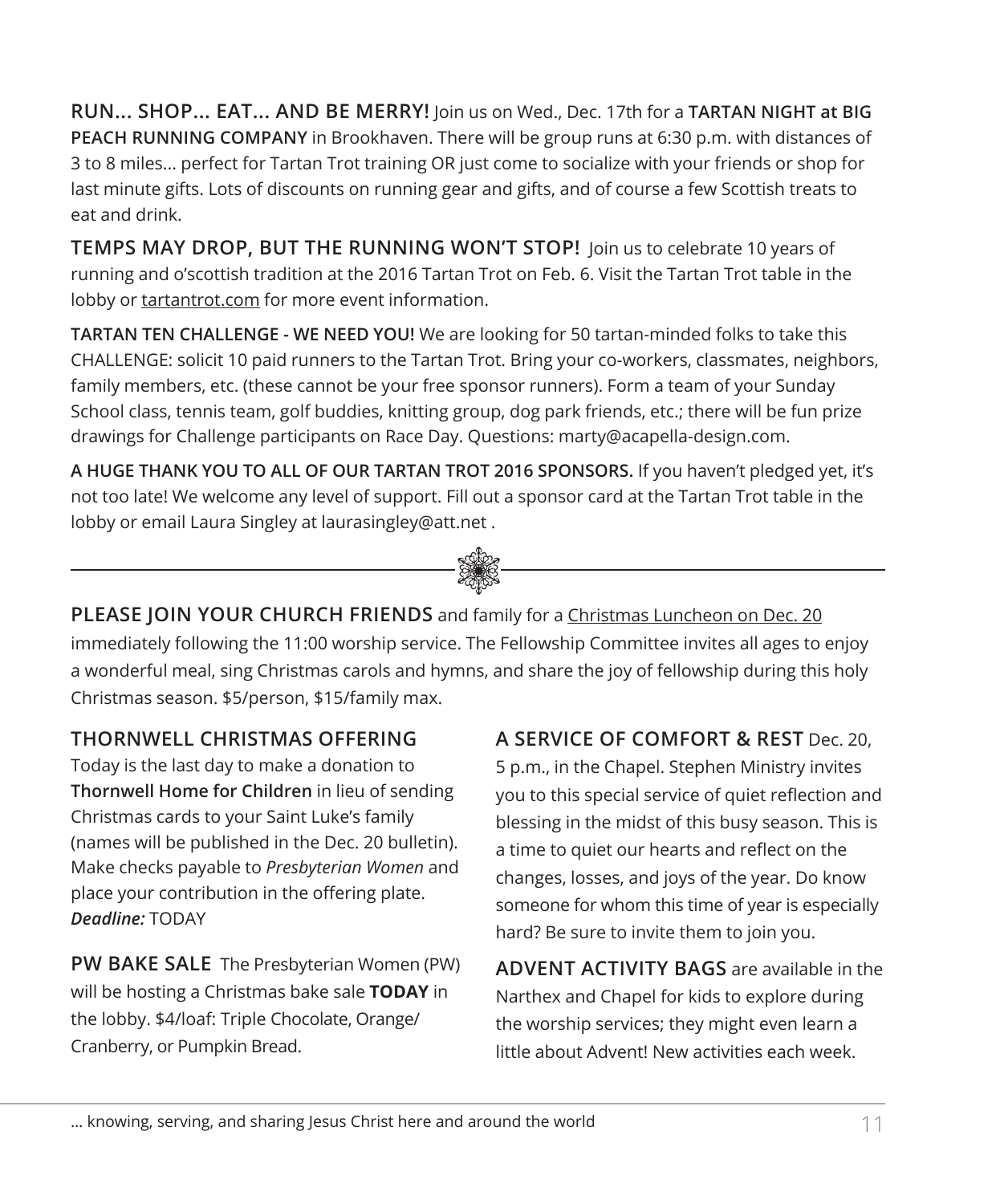**RUN... SHOP... EAT... AND BE MERRY!** Join us on Wed., Dec. 17th for a **TARTAN NIGHT at BIG PEACH RUNNING COMPANY** in Brookhaven. There will be group runs at 6:30 p.m. with distances of 3 to 8 miles... perfect for Tartan Trot training OR just come to socialize with your friends or shop for last minute gifts. Lots of discounts on running gear and gifts, and of course a few Scottish treats to eat and drink.

**TEMPS MAY DROP, BUT THE RUNNING WON'T STOP!** Join us to celebrate 10 years of running and o'scottish tradition at the 2016 Tartan Trot on Feb. 6. Visit the Tartan Trot table in the lobby or tartantrot.com for more event information.

**TARTAN TEN CHALLENGE - WE NEED YOU!** We are looking for 50 tartan-minded folks to take this CHALLENGE: solicit 10 paid runners to the Tartan Trot. Bring your co-workers, classmates, neighbors, family members, etc. (these cannot be your free sponsor runners). Form a team of your Sunday School class, tennis team, golf buddies, knitting group, dog park friends, etc.; there will be fun prize drawings for Challenge participants on Race Day. Questions: marty@acapella-design.com.

**A HUGE THANK YOU TO ALL OF OUR TARTAN TROT 2016 SPONSORS.** If you haven't pledged yet, it's not too late! We welcome any level of support. Fill out a sponsor card at the Tartan Trot table in the lobby or email Laura Singley at laurasingley@att.net .

---

**PLEASE JOIN YOUR CHURCH FRIENDS** and family for a Christmas Luncheon on Dec. 20 immediately following the 11:00 worship service. The Fellowship Committee invites all ages to enjoy a wonderful meal, sing Christmas carols and hymns, and share the joy of fellowship during this holy Christmas season. $5/person, $15/family max.

**THORNWELL CHRISTMAS OFFERING**
Today is the last day to make a donation to **Thornwell Home for Children** in lieu of sending Christmas cards to your Saint Luke's family (names will be published in the Dec. 20 bulletin). Make checks payable to *Presbyterian Women* and place your contribution in the offering plate. ***Deadline:*** TODAY

**PW BAKE SALE** The Presbyterian Women (PW) will be hosting a Christmas bake sale **TODAY** in the lobby. $4/loaf: Triple Chocolate, Orange/Cranberry, or Pumpkin Bread.

**A SERVICE OF COMFORT & REST** Dec. 20, 5 p.m., in the Chapel. Stephen Ministry invites you to this special service of quiet reflection and blessing in the midst of this busy season. This is a time to quiet our hearts and reflect on the changes, losses, and joys of the year. Do know someone for whom this time of year is especially hard? Be sure to invite them to join you.

**ADVENT ACTIVITY BAGS** are available in the Narthex and Chapel for kids to explore during the worship services; they might even learn a little about Advent! New activities each week.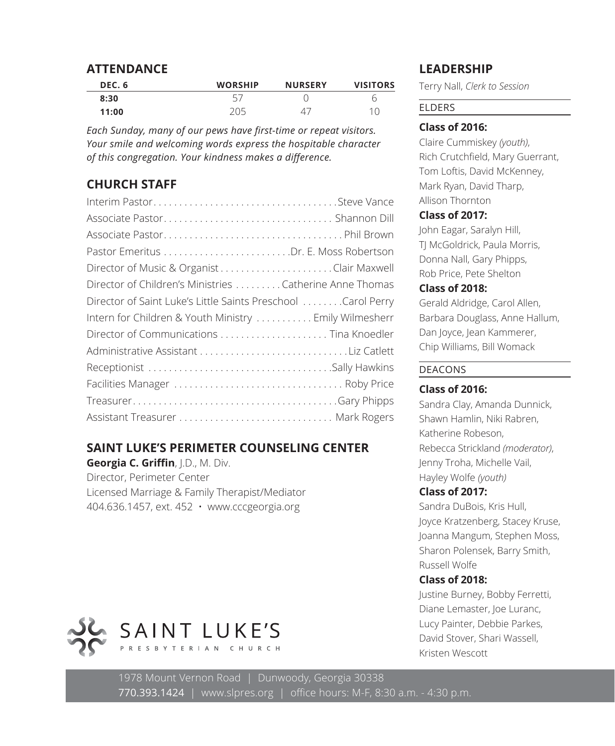## ATTENDANCE

| DEC. 6 | WORSHIP | NURSERY | VISITORS |
|---|---|---|---|
| 8:30 | 57 | 0 | 6 |
| 11:00 | 205 | 47 | 10 |

***Each Sunday, many of our pews have first-time or repeat visitors. Your smile and welcoming words express the hospitable character of this congregation. Your kindness makes a difference.***

## CHURCH STAFF

Interim Pastor. . . . . . . . . . . . . . . . . . . . . . . . . . . . . . . . . . . .Steve Vance
Associate Pastor. . . . . . . . . . . . . . . . . . . . . . . . . . . . . . . . Shannon Dill
Associate Pastor. . . . . . . . . . . . . . . . . . . . . . . . . . . . . . . . . . . Phil Brown
Pastor Emeritus . . . . . . . . . . . . . . . . . . . . . . . . .Dr. E. Moss Robertson
Director of Music & Organist . . . . . . . . . . . . . . . . . . . . . . Clair Maxwell
Director of Children's Ministries . . . . . . . . . Catherine Anne Thomas
Director of Saint Luke's Little Saints Preschool . . . . . . . .Carol Perry
Intern for Children & Youth Ministry . . . . . . . . . . . Emily Wilmesherr
Director of Communications . . . . . . . . . . . . . . . . . . . . . Tina Knoedler
Administrative Assistant . . . . . . . . . . . . . . . . . . . . . . . . . . . . Liz Catlett
Receptionist . . . . . . . . . . . . . . . . . . . . . . . . . . . . . . . . . . .Sally Hawkins
Facilities Manager . . . . . . . . . . . . . . . . . . . . . . . . . . . . . . . . Roby Price
Treasurer. . . . . . . . . . . . . . . . . . . . . . . . . . . . . . . . . . . . . . . .Gary Phipps
Assistant Treasurer . . . . . . . . . . . . . . . . . . . . . . . . . . . . . Mark Rogers

## SAINT LUKE'S PERIMETER COUNSELING CENTER

**Georgia C. Griffin**, J.D., M. Div.
Director, Perimeter Center
Licensed Marriage & Family Therapist/Mediator
404.636.1457, ext. 452 • www.cccgeorgia.org

SAINT LUKE'S
PRESBYTERIAN CHURCH

## LEADERSHIP

Terry Nall, *Clerk to Session*

### ELDERS

**Class of 2016:**
Claire Cummiskey *(youth)*, Rich Crutchfield, Mary Guerrant, Tom Loftis, David McKenney, Mark Ryan, David Tharp, Allison Thornton

**Class of 2017:**
John Eagar, Saralyn Hill, TJ McGoldrick, Paula Morris, Donna Nall, Gary Phipps, Rob Price, Pete Shelton

**Class of 2018:**
Gerald Aldridge, Carol Allen, Barbara Douglass, Anne Hallum, Dan Joyce, Jean Kammerer, Chip Williams, Bill Womack

### DEACONS

**Class of 2016:**
Sandra Clay, Amanda Dunnick, Shawn Hamlin, Niki Rabren, Katherine Robeson, Rebecca Strickland *(moderator)*, Jenny Troha, Michelle Vail, Hayley Wolfe *(youth)*

**Class of 2017:**
Sandra DuBois, Kris Hull, Joyce Kratzenberg, Stacey Kruse, Joanna Mangum, Stephen Moss, Sharon Polensek, Barry Smith, Russell Wolfe

**Class of 2018:**
Justine Burney, Bobby Ferretti, Diane Lemaster, Joe Luranc, Lucy Painter, Debbie Parkes, David Stover, Shari Wassell, Kristen Wescott

1978 Mount Vernon Road | Dunwoody, Georgia 30338
770.393.1424 | www.slpres.org | office hours: M-F, 8:30 a.m. - 4:30 p.m.